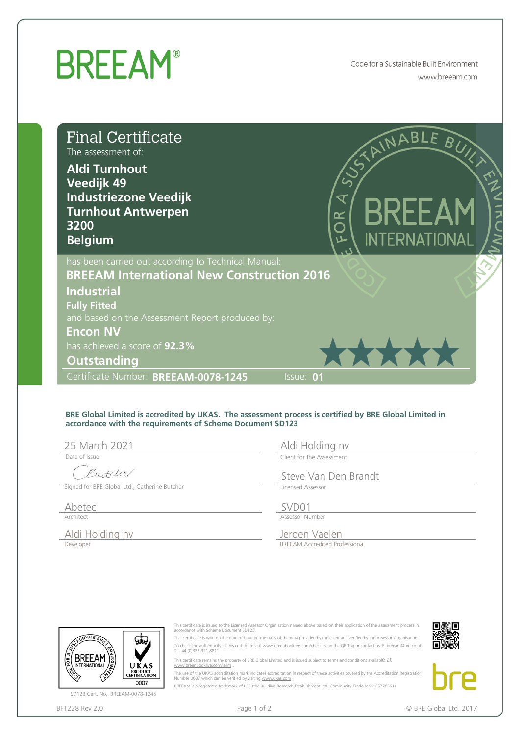# BREEAM®

Code for a Sustainable Built Environment
www.breeam.com

## Final Certificate

The assessment of:

**Aldi Turnhout**
**Veedijk 49**
**Industriezone Veedijk**
**Turnhout Antwerpen**
**3200**
**Belgium**

has been carried out according to Technical Manual:

**BREEAM International New Construction 2016**

**Industrial**

**Fully Fitted**

and based on the Assessment Report produced by:

**Encon NV**

has achieved a score of **92.3%**

**Outstanding**

Certificate Number: **BREEAM-0078-1245** Issue: **01**

**BRE Global Limited is accredited by UKAS. The assessment process is certified by BRE Global Limited in accordance with the requirements of Scheme Document SD123**

| | |
|---|---|
| 25 March 2021 | Aldi Holding nv |
| Date of Issue | Client for the Assessment |
| Signed for BRE Global Ltd., Catherine Butcher | Steve Van Den Brandt |
| | Licensed Assessor |
| Abetec | SVD01 |
| Architect | Assessor Number |
| Aldi Holding nv | Jeroen Vaelen |
| Developer | BREEAM Accredited Professional |

SD123 Cert. No. BREEAM-0078-1245

This certificate is issued to the Licensed Assessor Organisation named above based on their application of the assessment process in accordance with Scheme Document SD123.

This certificate is valid on the date of issue on the basis of the data provided by the client and verified by the Assessor Organisation.

To check the authenticity of this certificate visit www.greenbooklive.com/check, scan the QR Tag or contact us: E: breeam@bre.co.uk T. +44 (0)333 321 8811

This certificate remains the property of BRE Global Limited and is issued subject to terms and conditions available at www.greenbooklive.com/term .

The use of the UKAS accreditation mark indicates accreditation in respect of those activities covered by the Accreditation Registration Number 0007 which can be verified by visiting www.ukas.com

BREEAM is a registered trademark of BRE (the Building Research Establishment Ltd. Community Trade Mark E5778551)

BF1228 Rev 2.0

© BRE Global Ltd, 2017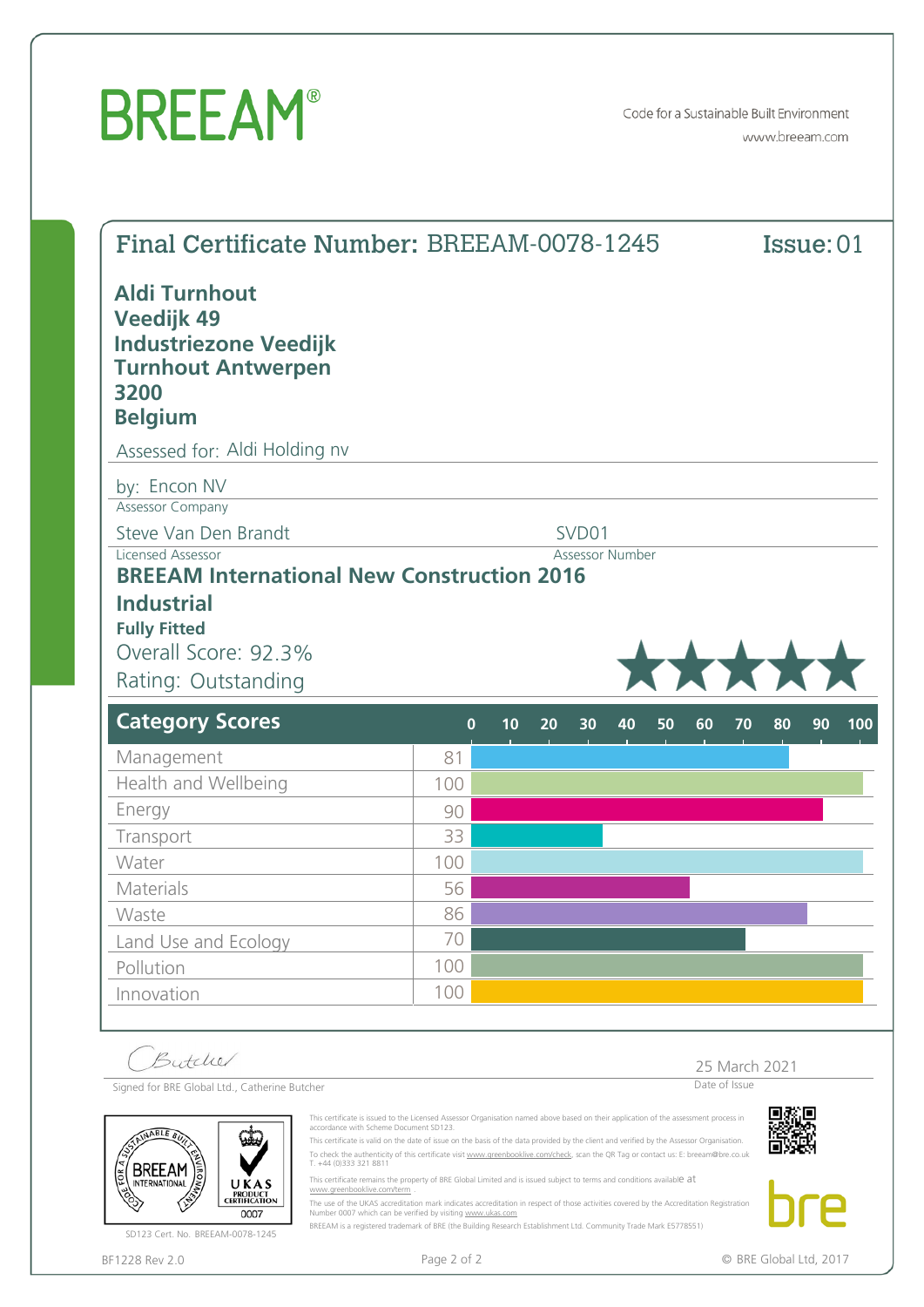# BREEAM®

Code for a Sustainable Built Environment
www.breeam.com

## Final Certificate Number: BREEAM-0078-1245 — Issue: 01

**Aldi Turnhout**
**Veedijk 49**
**Industriezone Veedijk**
**Turnhout Antwerpen**
**3200**
**Belgium**

Assessed for: Aldi Holding nv

by: Encon NV
Assessor Company

Steve Van Den Brandt
Licensed Assessor

SVD01
Assessor Number

**BREEAM International New Construction 2016**

**Industrial**

**Fully Fitted**

Overall Score: 92.3%

Rating: Outstanding

### Category Scores

0 10 20 30 40 50 60 70 80 90 100

Management 81
Health and Wellbeing 100
Energy 90
Transport 33
Water 100
Materials 56
Waste 86
Land Use and Ecology 70
Pollution 100
Innovation 100

Signed for BRE Global Ltd., Catherine Butcher

25 March 2021
Date of Issue

SD123 Cert. No. BREEAM-0078-1245

This certificate is issued to the Licensed Assessor Organisation named above based on their application of the assessment process in accordance with Scheme Document SD123.

This certificate is valid on the date of issue on the basis of the data provided by the client and verified by the Assessor Organisation.

To check the authenticity of this certificate visit www.greenbooklive.com/check, scan the QR Tag or contact us: E: breeam@bre.co.uk T. +44 (0)333 321 8811

This certificate remains the property of BRE Global Limited and is issued subject to terms and conditions available at www.greenbooklive.com/term .

The use of the UKAS accreditation mark indicates accreditation in respect of those activities covered by the Accreditation Registration Number 0007 which can be verified by visiting www.ukas.com

BREEAM is a registered trademark of BRE (the Building Research Establishment Ltd. Community Trade Mark E5778551)

BF1228 Rev 2.0

© BRE Global Ltd, 2017